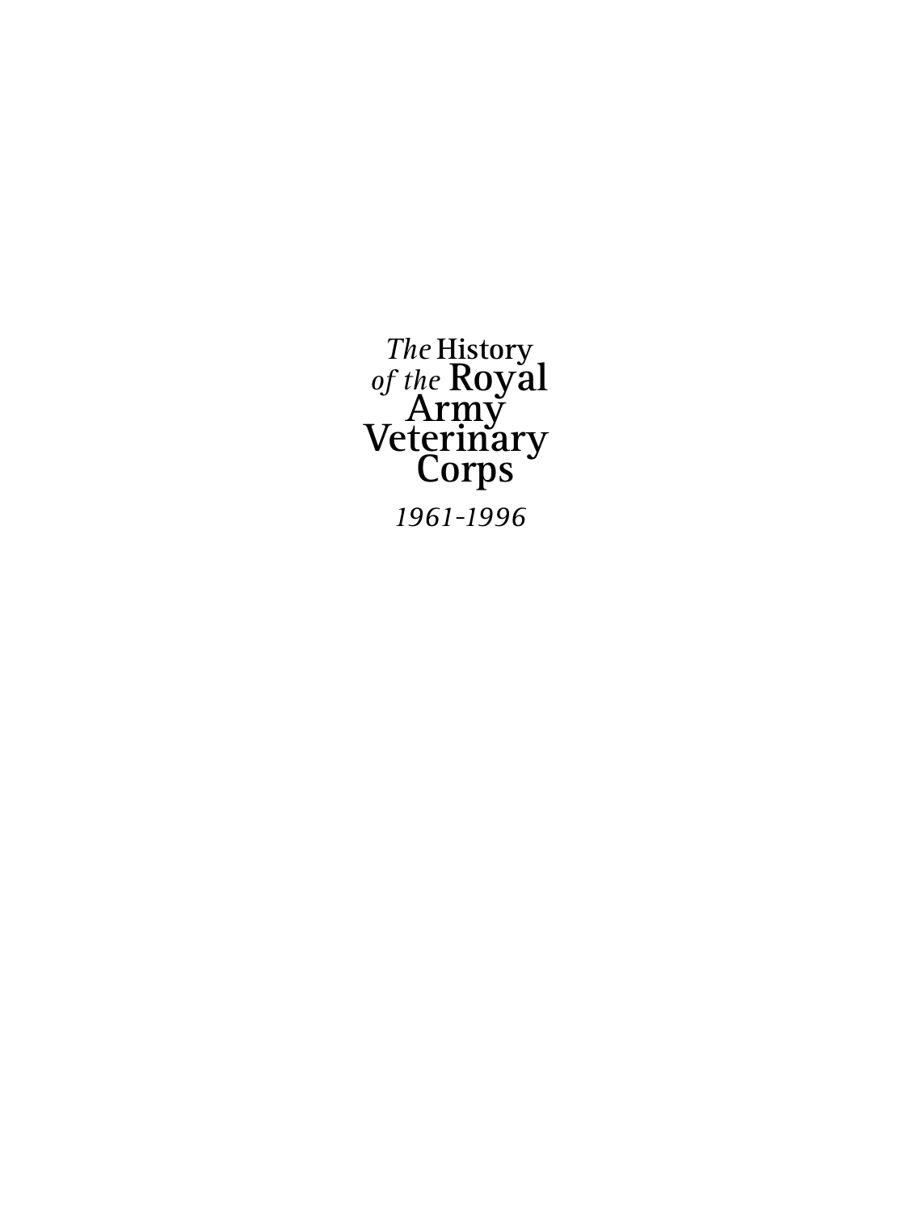# *The* History *of the* Royal Army Veterinary Corps

*1961-1996*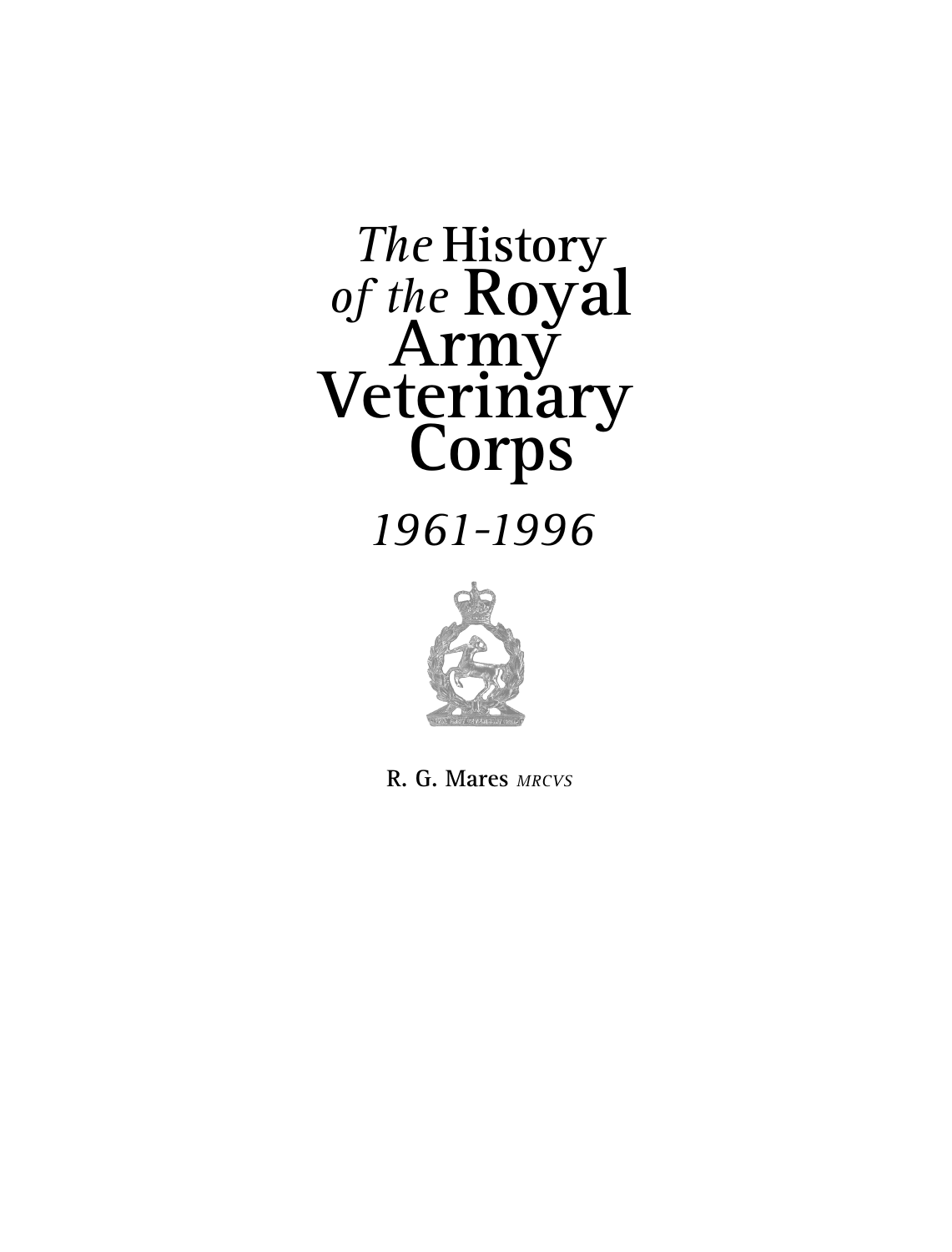# *The* History *of the* Royal Army Veterinary Corps

*1961-1996*

**R. G. Mares** *MRCVS*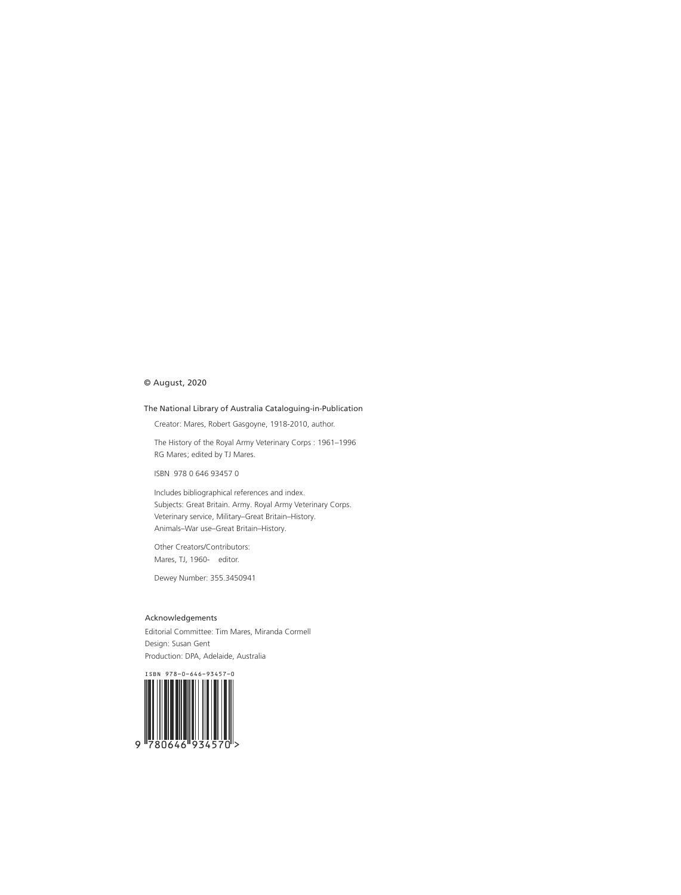© August, 2020

The National Library of Australia Cataloguing-in-Publication

Creator: Mares, Robert Gasgoyne, 1918-2010, author.

The History of the Royal Army Veterinary Corps : 1961–1996
RG Mares; edited by TJ Mares.

ISBN 978 0 646 93457 0

Includes bibliographical references and index.
Subjects: Great Britain. Army. Royal Army Veterinary Corps.
Veterinary service, Military–Great Britain–History.
Animals–War use–Great Britain–History.

Other Creators/Contributors:
Mares, TJ, 1960- editor.

Dewey Number: 355.3450941

Acknowledgements

Editorial Committee: Tim Mares, Miranda Cormell
Design: Susan Gent
Production: DPA, Adelaide, Australia

ISBN 978-0-646-93457-0

9 780646 934570 >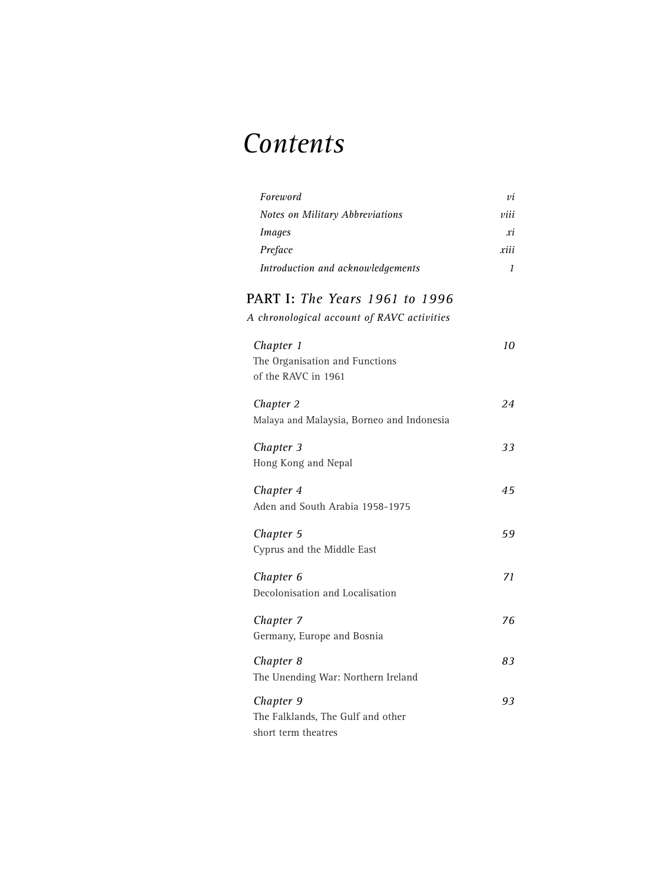# *Contents*

| | |
|---|---|
| *Foreword* | *vi* |
| *Notes on Military Abbreviations* | *viii* |
| *Images* | *xi* |
| *Preface* | *xiii* |
| *Introduction and acknowledgements* | *1* |

## PART I: *The Years 1961 to 1996*

*A chronological account of RAVC activities*

| | |
|---|---|
| *Chapter 1*<br>The Organisation and Functions of the RAVC in 1961 | *10* |
| *Chapter 2*<br>Malaya and Malaysia, Borneo and Indonesia | *24* |
| *Chapter 3*<br>Hong Kong and Nepal | *33* |
| *Chapter 4*<br>Aden and South Arabia 1958-1975 | *45* |
| *Chapter 5*<br>Cyprus and the Middle East | *59* |
| *Chapter 6*<br>Decolonisation and Localisation | *71* |
| *Chapter 7*<br>Germany, Europe and Bosnia | *76* |
| *Chapter 8*<br>The Unending War: Northern Ireland | *83* |
| *Chapter 9*<br>The Falklands, The Gulf and other short term theatres | *93* |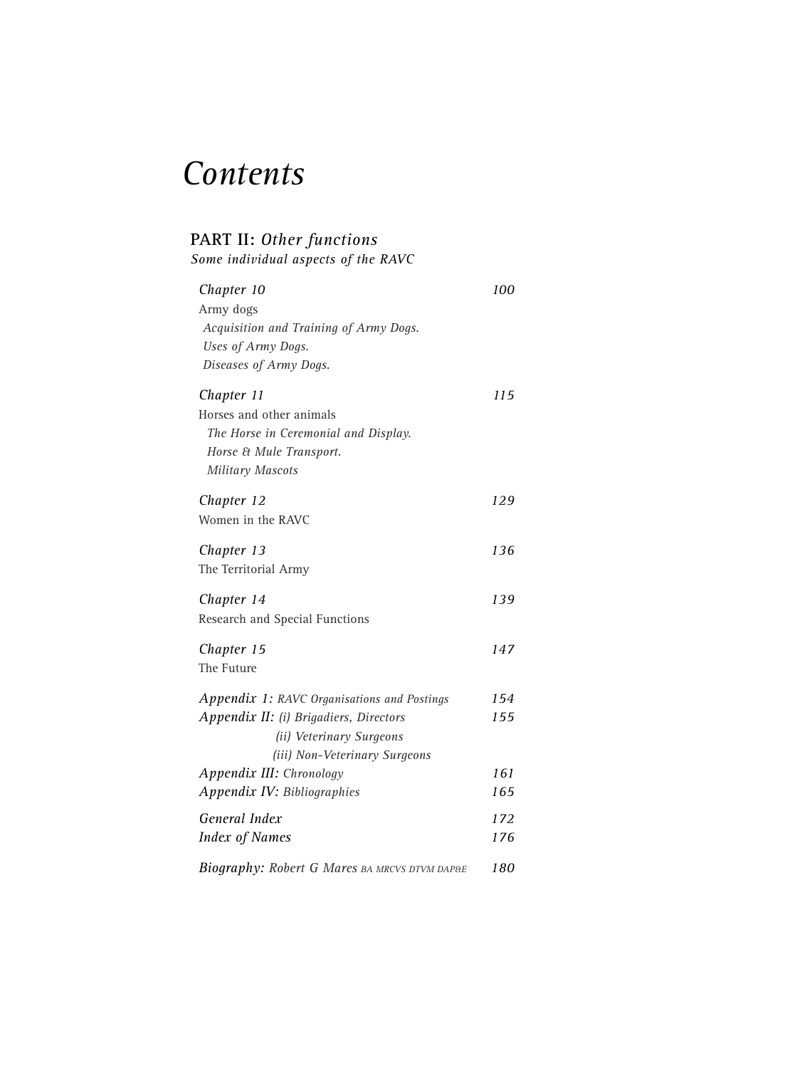# *Contents*

## PART II: *Other functions*

***Some individual aspects of the RAVC***

*Chapter 10* — *100*

Army dogs

*Acquisition and Training of Army Dogs.*
*Uses of Army Dogs.*
*Diseases of Army Dogs.*

*Chapter 11* — *115*

Horses and other animals

*The Horse in Ceremonial and Display.*
*Horse & Mule Transport.*
*Military Mascots*

*Chapter 12* — *129*

Women in the RAVC

*Chapter 13* — *136*

The Territorial Army

*Chapter 14* — *139*

Research and Special Functions

*Chapter 15* — *147*

The Future

*Appendix 1: RAVC Organisations and Postings* — *154*

*Appendix II: (i) Brigadiers, Directors* — *155*
*(ii) Veterinary Surgeons*
*(iii) Non-Veterinary Surgeons*

*Appendix III: Chronology* — *161*

*Appendix IV: Bibliographies* — *165*

*General Index* — *172*

*Index of Names* — *176*

*Biography: Robert G Mares BA MRCVS DTVM DAP&E* — *180*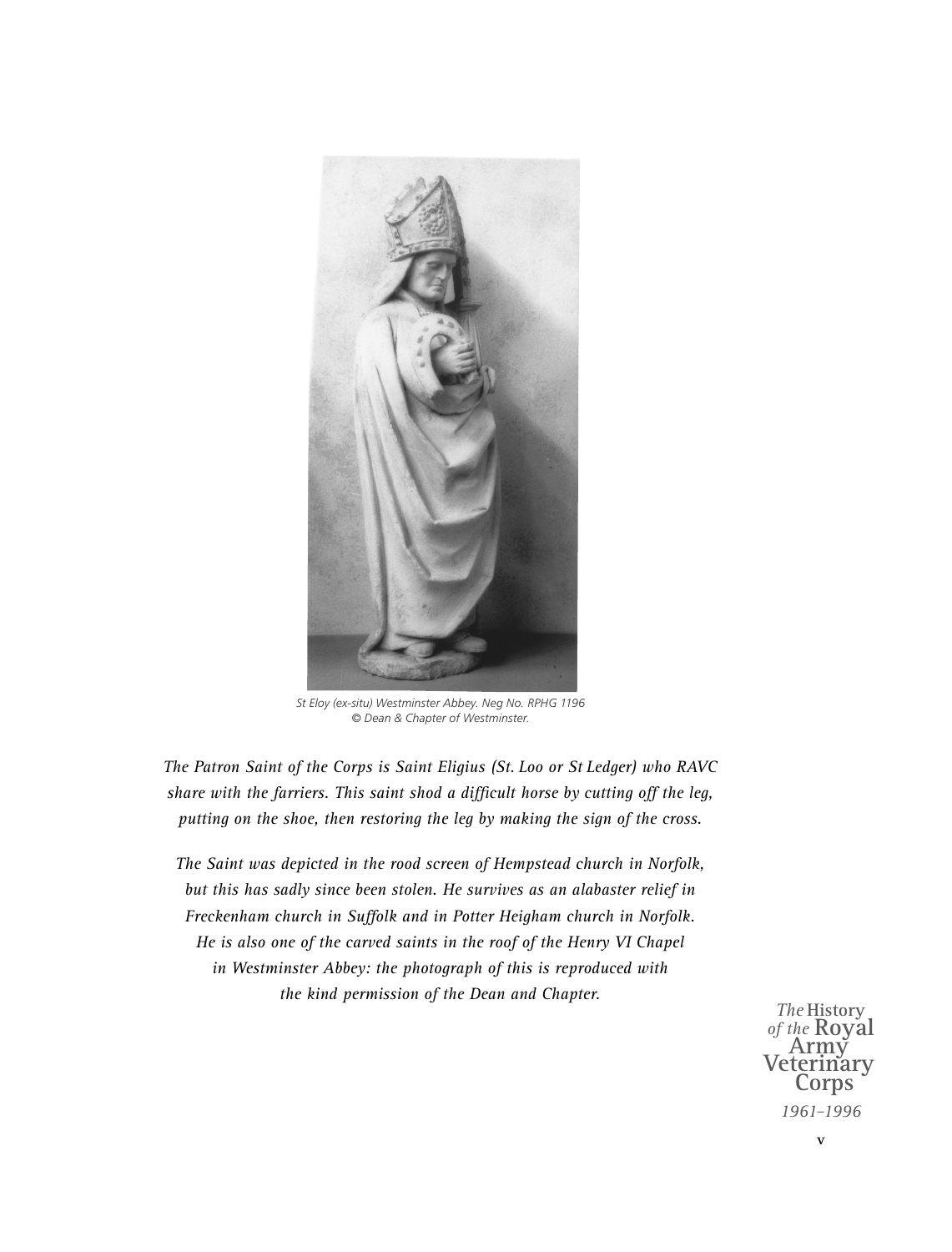*St Eloy (ex-situ) Westminster Abbey. Neg No. RPHG 1196*
*© Dean & Chapter of Westminster.*

*The Patron Saint of the Corps is Saint Eligius (St. Loo or St Ledger) who RAVC share with the farriers. This saint shod a difficult horse by cutting off the leg, putting on the shoe, then restoring the leg by making the sign of the cross.*

*The Saint was depicted in the rood screen of Hempstead church in Norfolk, but this has sadly since been stolen. He survives as an alabaster relief in Freckenham church in Suffolk and in Potter Heigham church in Norfolk. He is also one of the carved saints in the roof of the Henry VI Chapel in Westminster Abbey: the photograph of this is reproduced with the kind permission of the Dean and Chapter.*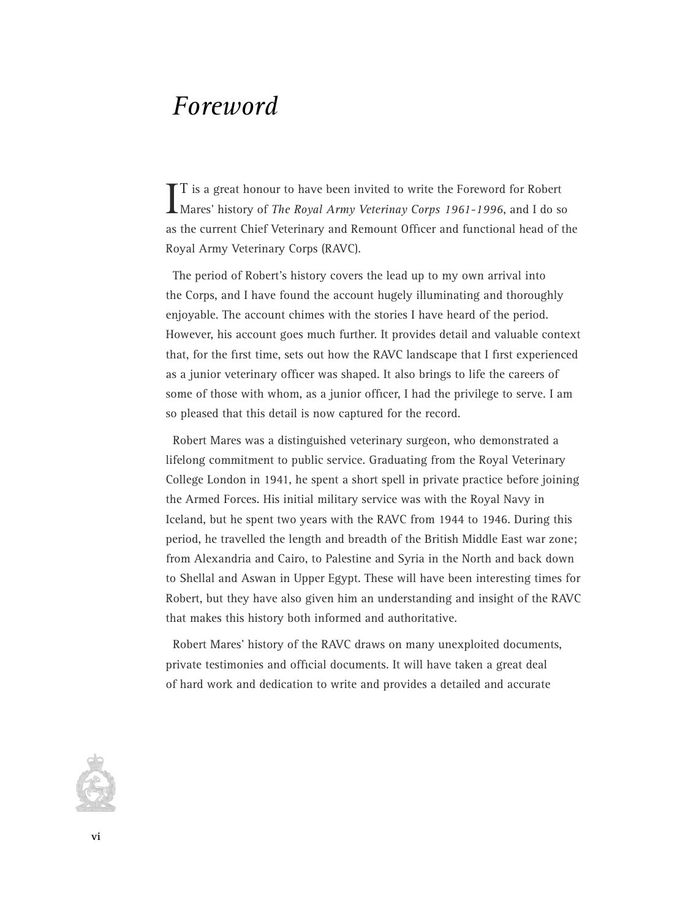# *Foreword*

IT is a great honour to have been invited to write the Foreword for Robert Mares' history of *The Royal Army Veterinay Corps 1961-1996*, and I do so as the current Chief Veterinary and Remount Officer and functional head of the Royal Army Veterinary Corps (RAVC).

The period of Robert's history covers the lead up to my own arrival into the Corps, and I have found the account hugely illuminating and thoroughly enjoyable. The account chimes with the stories I have heard of the period. However, his account goes much further. It provides detail and valuable context that, for the first time, sets out how the RAVC landscape that I first experienced as a junior veterinary officer was shaped. It also brings to life the careers of some of those with whom, as a junior officer, I had the privilege to serve. I am so pleased that this detail is now captured for the record.

Robert Mares was a distinguished veterinary surgeon, who demonstrated a lifelong commitment to public service. Graduating from the Royal Veterinary College London in 1941, he spent a short spell in private practice before joining the Armed Forces. His initial military service was with the Royal Navy in Iceland, but he spent two years with the RAVC from 1944 to 1946. During this period, he travelled the length and breadth of the British Middle East war zone; from Alexandria and Cairo, to Palestine and Syria in the North and back down to Shellal and Aswan in Upper Egypt. These will have been interesting times for Robert, but they have also given him an understanding and insight of the RAVC that makes this history both informed and authoritative.

Robert Mares' history of the RAVC draws on many unexploited documents, private testimonies and official documents. It will have taken a great deal of hard work and dedication to write and provides a detailed and accurate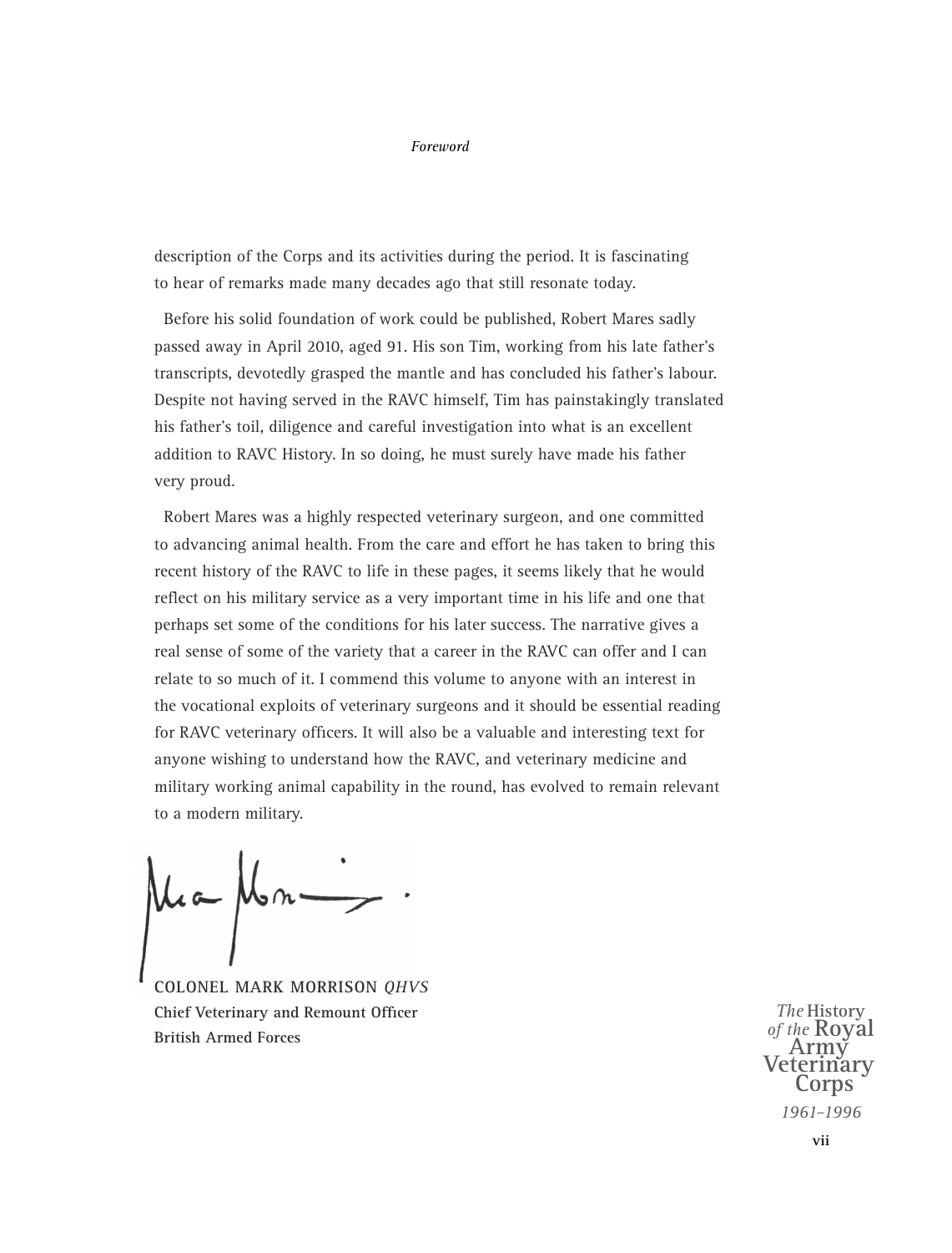description of the Corps and its activities during the period. It is fascinating to hear of remarks made many decades ago that still resonate today.

Before his solid foundation of work could be published, Robert Mares sadly passed away in April 2010, aged 91. His son Tim, working from his late father's transcripts, devotedly grasped the mantle and has concluded his father's labour. Despite not having served in the RAVC himself, Tim has painstakingly translated his father's toil, diligence and careful investigation into what is an excellent addition to RAVC History. In so doing, he must surely have made his father very proud.

Robert Mares was a highly respected veterinary surgeon, and one committed to advancing animal health. From the care and effort he has taken to bring this recent history of the RAVC to life in these pages, it seems likely that he would reflect on his military service as a very important time in his life and one that perhaps set some of the conditions for his later success. The narrative gives a real sense of some of the variety that a career in the RAVC can offer and I can relate to so much of it. I commend this volume to anyone with an interest in the vocational exploits of veterinary surgeons and it should be essential reading for RAVC veterinary officers. It will also be a valuable and interesting text for anyone wishing to understand how the RAVC, and veterinary medicine and military working animal capability in the round, has evolved to remain relevant to a modern military.

**COLONEL MARK MORRISON** *QHVS*
**Chief Veterinary and Remount Officer**
**British Armed Forces**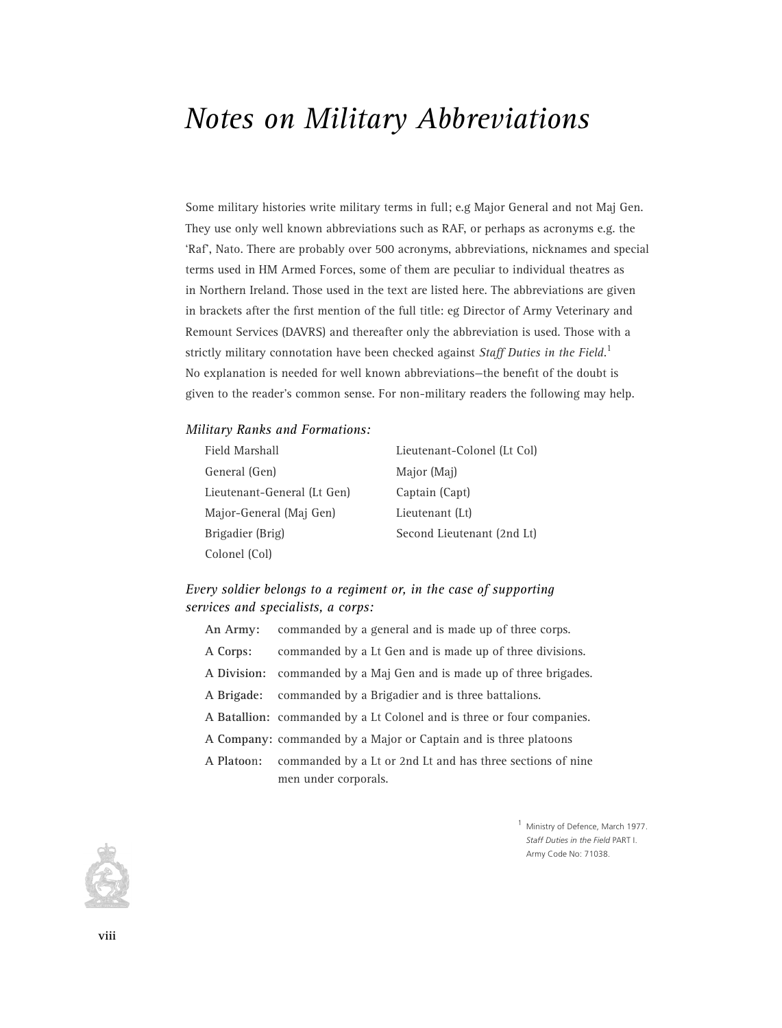# *Notes on Military Abbreviations*

Some military histories write military terms in full; e.g Major General and not Maj Gen. They use only well known abbreviations such as RAF, or perhaps as acronyms e.g. the 'Raf', Nato. There are probably over 500 acronyms, abbreviations, nicknames and special terms used in HM Armed Forces, some of them are peculiar to individual theatres as in Northern Ireland. Those used in the text are listed here. The abbreviations are given in brackets after the first mention of the full title: eg Director of Army Veterinary and Remount Services (DAVRS) and thereafter only the abbreviation is used. Those with a strictly military connotation have been checked against *Staff Duties in the Field*.[1] No explanation is needed for well known abbreviations—the benefit of the doubt is given to the reader's common sense. For non-military readers the following may help.

### *Military Ranks and Formations:*

- Field Marshall
- General (Gen)
- Lieutenant-General (Lt Gen)
- Major-General (Maj Gen)
- Brigadier (Brig)
- Colonel (Col)
- Lieutenant-Colonel (Lt Col)
- Major (Maj)
- Captain (Capt)
- Lieutenant (Lt)
- Second Lieutenant (2nd Lt)

### *Every soldier belongs to a regiment or, in the case of supporting services and specialists, a corps:*

**An Army:** commanded by a general and is made up of three corps.

**A Corps:** commanded by a Lt Gen and is made up of three divisions.

**A Division:** commanded by a Maj Gen and is made up of three brigades.

**A Brigade:** commanded by a Brigadier and is three battalions.

**A Batallion:** commanded by a Lt Colonel and is three or four companies.

**A Company:** commanded by a Major or Captain and is three platoons

**A Platoon:** commanded by a Lt or 2nd Lt and has three sections of nine men under corporals.

[1] Ministry of Defence, March 1977. *Staff Duties in the Field* PART I. Army Code No: 71038.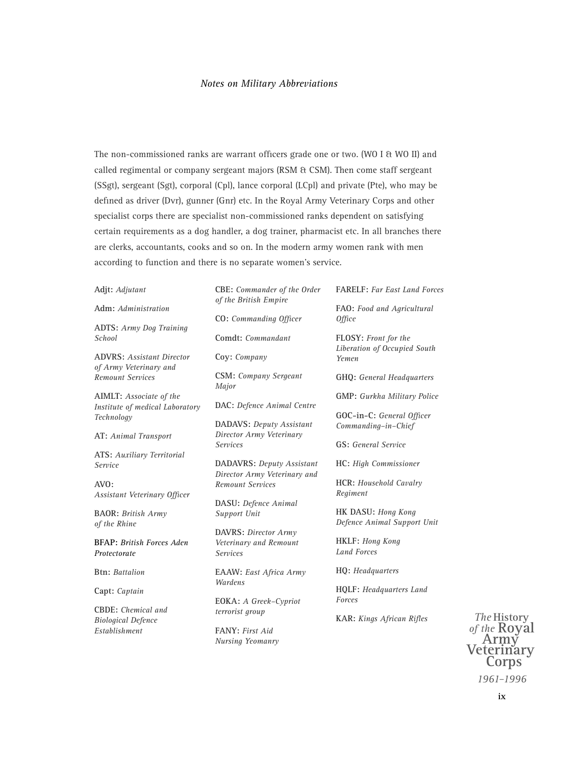*Notes on Military Abbreviations*

The non-commissioned ranks are warrant officers grade one or two. (WO I & WO II) and called regimental or company sergeant majors (RSM & CSM). Then come staff sergeant (SSgt), sergeant (Sgt), corporal (Cpl), lance corporal (LCpl) and private (Pte), who may be defined as driver (Dvr), gunner (Gnr) etc. In the Royal Army Veterinary Corps and other specialist corps there are specialist non-commissioned ranks dependent on satisfying certain requirements as a dog handler, a dog trainer, pharmacist etc. In all branches there are clerks, accountants, cooks and so on. In the modern army women rank with men according to function and there is no separate women's service.

Adjt: *Adjutant*

Adm: *Administration*

ADTS: *Army Dog Training School*

ADVRS: *Assistant Director of Army Veterinary and Remount Services*

AIMLT: *Associate of the Institute of medical Laboratory Technology*

AT: *Animal Transport*

ATS: *Auxiliary Territorial Service*

AVO: *Assistant Veterinary Officer*

BAOR: *British Army of the Rhine*

BFAP: *British Forces Aden Protectorate*

Btn: *Battalion*

Capt: *Captain*

CBDE: *Chemical and Biological Defence Establishment*

CBE: *Commander of the Order of the British Empire*

CO: *Commanding Officer*

Comdt: *Commandant*

Coy: *Company*

CSM: *Company Sergeant Major*

DAC: *Defence Animal Centre*

DADAVS: *Deputy Assistant Director Army Veterinary Services*

DADAVRS: *Deputy Assistant Director Army Veterinary and Remount Services*

DASU: *Defence Animal Support Unit*

DAVRS: *Director Army Veterinary and Remount Services*

EAAW: *East Africa Army Wardens*

EOKA: *A Greek-Cypriot terrorist group*

FANY: *First Aid Nursing Yeomanry*

FARELF: *Far East Land Forces*

FAO: *Food and Agricultural Office*

FLOSY: *Front for the Liberation of Occupied South Yemen*

GHQ: *General Headquarters*

GMP: *Gurkha Military Police*

GOC-in-C: *General Officer Commanding-in-Chief*

GS: *General Service*

HC: *High Commissioner*

HCR: *Household Cavalry Regiment*

HK DASU: *Hong Kong Defence Animal Support Unit*

HKLF: *Hong Kong Land Forces*

HQ: *Headquarters*

HQLF: *Headquarters Land Forces*

KAR: *Kings African Rifles*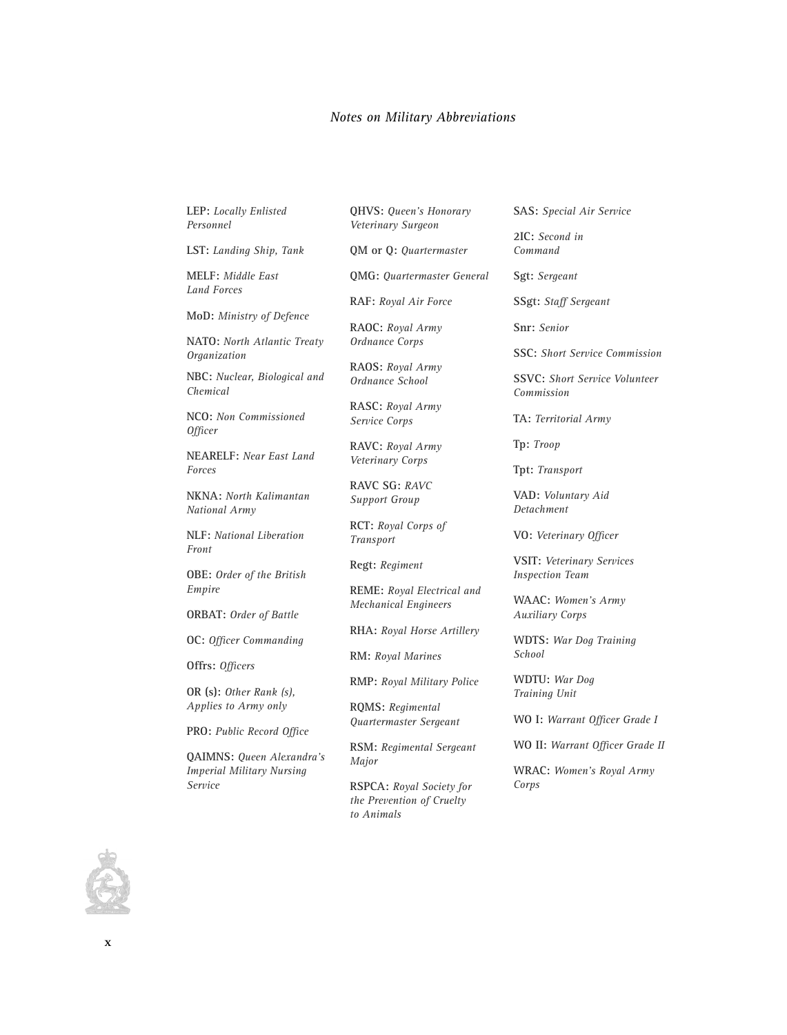*Notes on Military Abbreviations*

**LEP:** *Locally Enlisted Personnel*

**LST:** *Landing Ship, Tank*

**MELF:** *Middle East Land Forces*

**MoD:** *Ministry of Defence*

**NATO:** *North Atlantic Treaty Organization*

**NBC:** *Nuclear, Biological and Chemical*

**NCO:** *Non Commissioned Officer*

**NEARELF:** *Near East Land Forces*

**NKNA:** *North Kalimantan National Army*

**NLF:** *National Liberation Front*

**OBE:** *Order of the British Empire*

**ORBAT:** *Order of Battle*

**OC:** *Officer Commanding*

**Offrs:** *Officers*

**OR (s):** *Other Rank (s), Applies to Army only*

**PRO:** *Public Record Office*

**QAIMNS:** *Queen Alexandra's Imperial Military Nursing Service*

**QHVS:** *Queen's Honorary Veterinary Surgeon*

**QM or Q:** *Quartermaster*

**QMG:** *Quartermaster General*

**RAF:** *Royal Air Force*

**RAOC:** *Royal Army Ordnance Corps*

**RAOS:** *Royal Army Ordnance School*

**RASC:** *Royal Army Service Corps*

**RAVC:** *Royal Army Veterinary Corps*

**RAVC SG:** *RAVC Support Group*

**RCT:** *Royal Corps of Transport*

**Regt:** *Regiment*

**REME:** *Royal Electrical and Mechanical Engineers*

**RHA:** *Royal Horse Artillery*

**RM:** *Royal Marines*

**RMP:** *Royal Military Police*

**RQMS:** *Regimental Quartermaster Sergeant*

**RSM:** *Regimental Sergeant Major*

**RSPCA:** *Royal Society for the Prevention of Cruelty to Animals*

**SAS:** *Special Air Service*

**2IC:** *Second in Command*

**Sgt:** *Sergeant*

**SSgt:** *Staff Sergeant*

**Snr:** *Senior*

**SSC:** *Short Service Commission*

**SSVC:** *Short Service Volunteer Commission*

**TA:** *Territorial Army*

**Tp:** *Troop*

**Tpt:** *Transport*

**VAD:** *Voluntary Aid Detachment*

**VO:** *Veterinary Officer*

**VSIT:** *Veterinary Services Inspection Team*

**WAAC:** *Women's Army Auxiliary Corps*

**WDTS:** *War Dog Training School*

**WDTU:** *War Dog Training Unit*

**WO I:** *Warrant Officer Grade I*

**WO II:** *Warrant Officer Grade II*

**WRAC:** *Women's Royal Army Corps*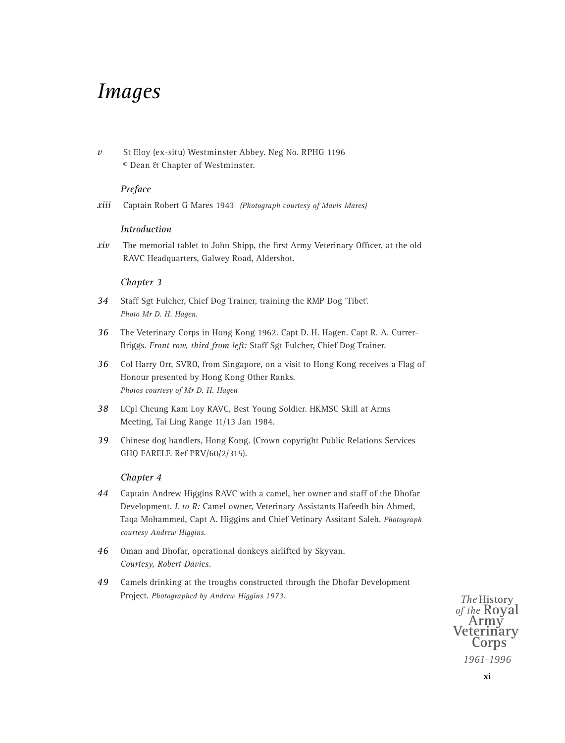# *Images*

*v* St Eloy (ex-situ) Westminster Abbey. Neg No. RPHG 1196
© Dean & Chapter of Westminster.

*Preface*

*xiii* Captain Robert G Mares 1943 *(Photograph courtesy of Mavis Mares)*

*Introduction*

*xiv* The memorial tablet to John Shipp, the first Army Veterinary Officer, at the old RAVC Headquarters, Galwey Road, Aldershot.

*Chapter 3*

*34* Staff Sgt Fulcher, Chief Dog Trainer, training the RMP Dog 'Tibet'.
*Photo Mr D. H. Hagen.*

*36* The Veterinary Corps in Hong Kong 1962. Capt D. H. Hagen. Capt R. A. Currer-Briggs. *Front row, third from left:* Staff Sgt Fulcher, Chief Dog Trainer.

*36* Col Harry Orr, SVRO, from Singapore, on a visit to Hong Kong receives a Flag of Honour presented by Hong Kong Other Ranks.
*Photos courtesy of Mr D. H. Hagen*

*38* LCpl Cheung Kam Loy RAVC, Best Young Soldier. HKMSC Skill at Arms Meeting, Tai Ling Range 11/13 Jan 1984.

*39* Chinese dog handlers, Hong Kong. (Crown copyright Public Relations Services GHQ FARELF. Ref PRV/60/2/315).

*Chapter 4*

*44* Captain Andrew Higgins RAVC with a camel, her owner and staff of the Dhofar Development. *L to R:* Camel owner, Veterinary Assistants Hafeedh bin Ahmed, Taqa Mohammed, Capt A. Higgins and Chief Vetinary Assitant Saleh. *Photograph courtesy Andrew Higgins.*

*46* Oman and Dhofar, operational donkeys airlifted by Skyvan.
*Courtesy, Robert Davies.*

*49* Camels drinking at the troughs constructed through the Dhofar Development Project. *Photographed by Andrew Higgins 1973.*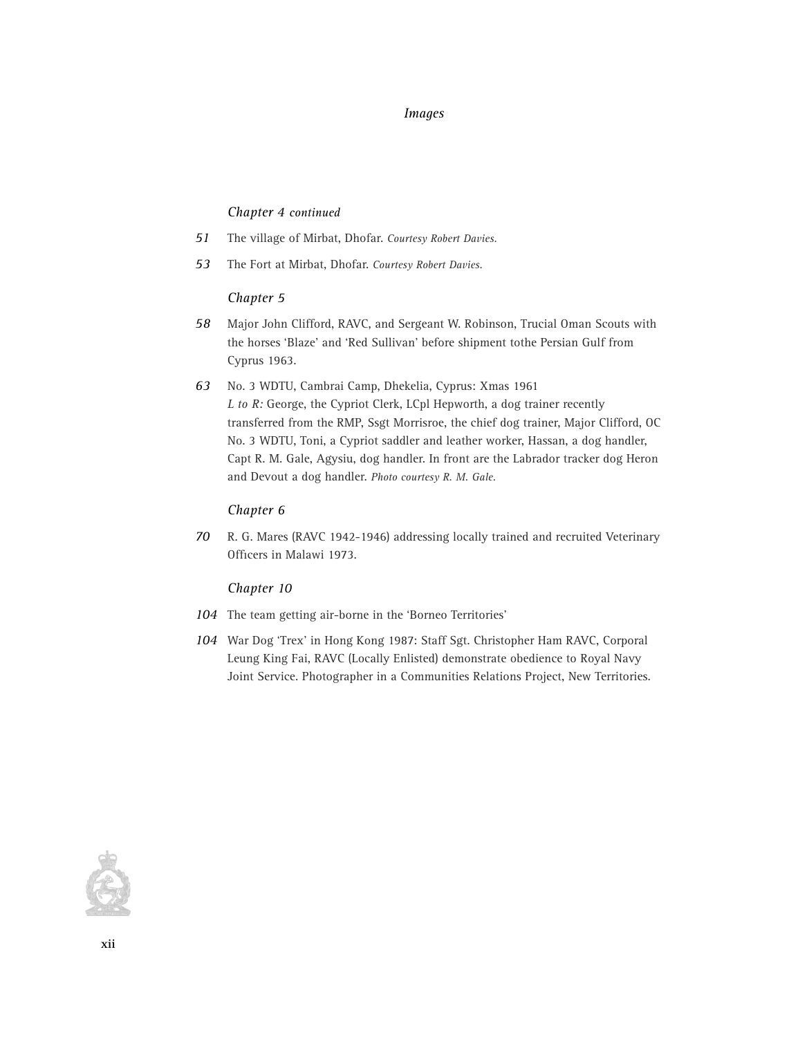## *Images*

### *Chapter 4 continued*

*51* The village of Mirbat, Dhofar. *Courtesy Robert Davies.*

*53* The Fort at Mirbat, Dhofar. *Courtesy Robert Davies.*

### *Chapter 5*

*58* Major John Clifford, RAVC, and Sergeant W. Robinson, Trucial Oman Scouts with the horses 'Blaze' and 'Red Sullivan' before shipment tothe Persian Gulf from Cyprus 1963.

*63* No. 3 WDTU, Cambrai Camp, Dhekelia, Cyprus: Xmas 1961
*L to R:* George, the Cypriot Clerk, LCpl Hepworth, a dog trainer recently transferred from the RMP, Ssgt Morrisroe, the chief dog trainer, Major Clifford, OC No. 3 WDTU, Toni, a Cypriot saddler and leather worker, Hassan, a dog handler, Capt R. M. Gale, Agysiu, dog handler. In front are the Labrador tracker dog Heron and Devout a dog handler. *Photo courtesy R. M. Gale.*

### *Chapter 6*

*70* R. G. Mares (RAVC 1942-1946) addressing locally trained and recruited Veterinary Officers in Malawi 1973.

### *Chapter 10*

*104* The team getting air-borne in the 'Borneo Territories'

*104* War Dog 'Trex' in Hong Kong 1987: Staff Sgt. Christopher Ham RAVC, Corporal Leung King Fai, RAVC (Locally Enlisted) demonstrate obedience to Royal Navy Joint Service. Photographer in a Communities Relations Project, New Territories.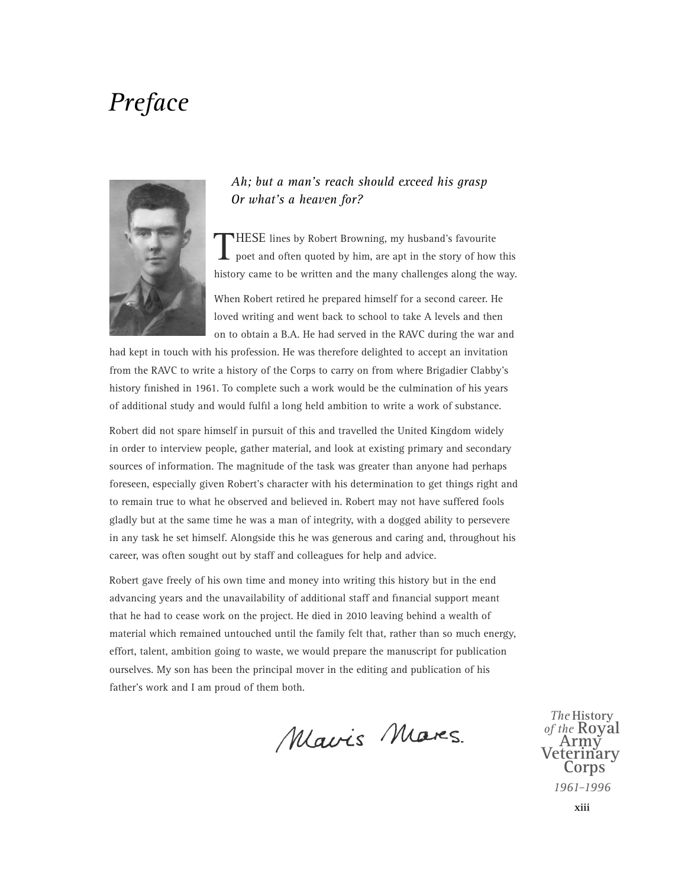# Preface

*Ah; but a man's reach should exceed his grasp*
*Or what's a heaven for?*

THESE lines by Robert Browning, my husband's favourite poet and often quoted by him, are apt in the story of how this history came to be written and the many challenges along the way.

When Robert retired he prepared himself for a second career. He loved writing and went back to school to take A levels and then on to obtain a B.A. He had served in the RAVC during the war and had kept in touch with his profession. He was therefore delighted to accept an invitation from the RAVC to write a history of the Corps to carry on from where Brigadier Clabby's history finished in 1961. To complete such a work would be the culmination of his years of additional study and would fulfil a long held ambition to write a work of substance.

Robert did not spare himself in pursuit of this and travelled the United Kingdom widely in order to interview people, gather material, and look at existing primary and secondary sources of information. The magnitude of the task was greater than anyone had perhaps foreseen, especially given Robert's character with his determination to get things right and to remain true to what he observed and believed in. Robert may not have suffered fools gladly but at the same time he was a man of integrity, with a dogged ability to persevere in any task he set himself. Alongside this he was generous and caring and, throughout his career, was often sought out by staff and colleagues for help and advice.

Robert gave freely of his own time and money into writing this history but in the end advancing years and the unavailability of additional staff and financial support meant that he had to cease work on the project. He died in 2010 leaving behind a wealth of material which remained untouched until the family felt that, rather than so much energy, effort, talent, ambition going to waste, we would prepare the manuscript for publication ourselves. My son has been the principal mover in the editing and publication of his father's work and I am proud of them both.

Mavis Mars.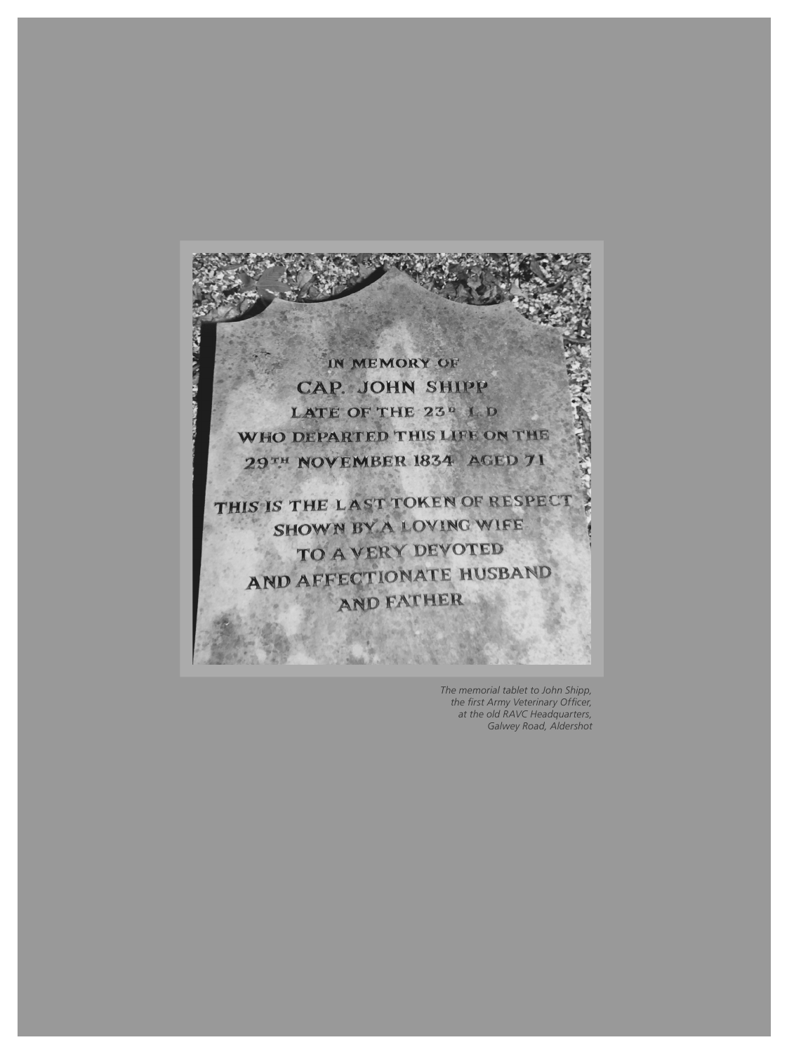IN MEMORY OF

CAP. JOHN SHIPP

LATE OF THE 23D L D

WHO DEPARTED THIS LIFE ON THE

29TH NOVEMBER 1834 AGED 71

THIS IS THE LAST TOKEN OF RESPECT

SHOWN BY A LOVING WIFE

TO A VERY DEVOTED

AND AFFECTIONATE HUSBAND

AND FATHER

*The memorial tablet to John Shipp, the first Army Veterinary Officer, at the old RAVC Headquarters, Galwey Road, Aldershot*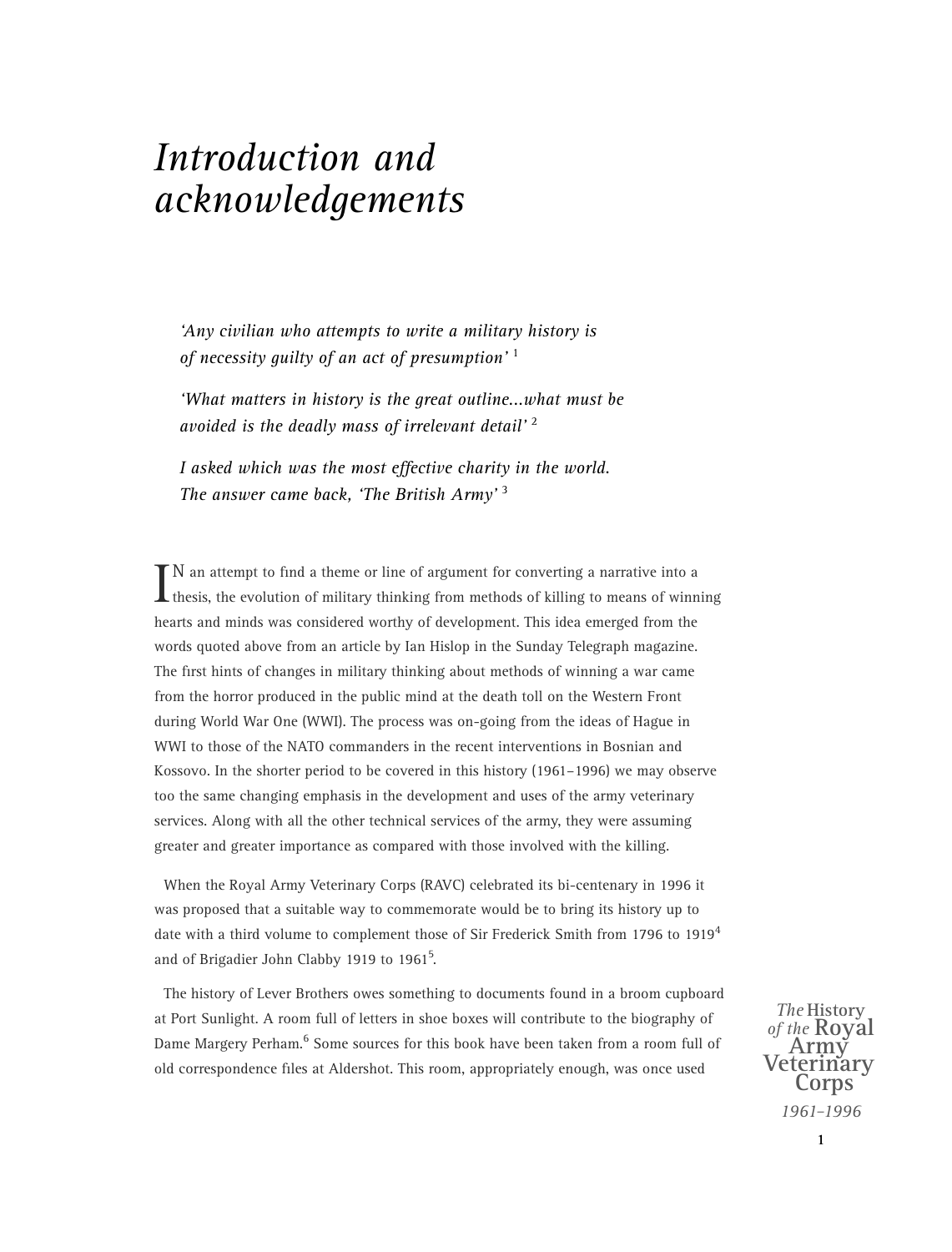# *Introduction and acknowledgements*

> *'Any civilian who attempts to write a military history is of necessity guilty of an act of presumption'* [1]
>
> *'What matters in history is the great outline...what must be avoided is the deadly mass of irrelevant detail'* [2]
>
> *I asked which was the most effective charity in the world. The answer came back, 'The British Army'* [3]

IN an attempt to find a theme or line of argument for converting a narrative into a thesis, the evolution of military thinking from methods of killing to means of winning hearts and minds was considered worthy of development. This idea emerged from the words quoted above from an article by Ian Hislop in the Sunday Telegraph magazine. The first hints of changes in military thinking about methods of winning a war came from the horror produced in the public mind at the death toll on the Western Front during World War One (WWI). The process was on-going from the ideas of Hague in WWI to those of the NATO commanders in the recent interventions in Bosnian and Kossovo. In the shorter period to be covered in this history (1961–1996) we may observe too the same changing emphasis in the development and uses of the army veterinary services. Along with all the other technical services of the army, they were assuming greater and greater importance as compared with those involved with the killing.

When the Royal Army Veterinary Corps (RAVC) celebrated its bi-centenary in 1996 it was proposed that a suitable way to commemorate would be to bring its history up to date with a third volume to complement those of Sir Frederick Smith from 1796 to 1919[4] and of Brigadier John Clabby 1919 to 1961[5].

The history of Lever Brothers owes something to documents found in a broom cupboard at Port Sunlight. A room full of letters in shoe boxes will contribute to the biography of Dame Margery Perham.[6] Some sources for this book have been taken from a room full of old correspondence files at Aldershot. This room, appropriately enough, was once used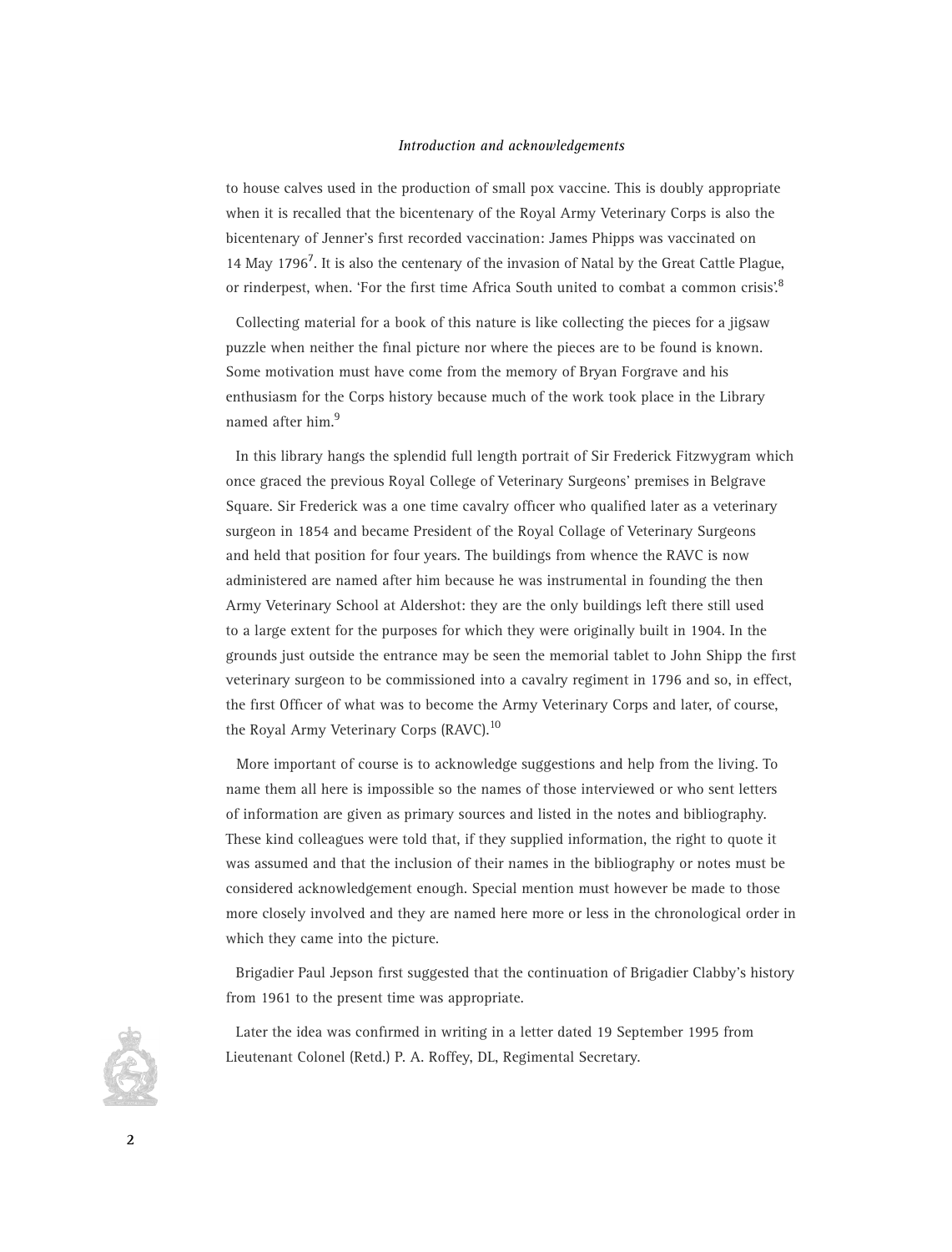to house calves used in the production of small pox vaccine. This is doubly appropriate when it is recalled that the bicentenary of the Royal Army Veterinary Corps is also the bicentenary of Jenner's first recorded vaccination: James Phipps was vaccinated on 14 May 1796[7]. It is also the centenary of the invasion of Natal by the Great Cattle Plague, or rinderpest, when. 'For the first time Africa South united to combat a common crisis'.[8]

Collecting material for a book of this nature is like collecting the pieces for a jigsaw puzzle when neither the final picture nor where the pieces are to be found is known. Some motivation must have come from the memory of Bryan Forgrave and his enthusiasm for the Corps history because much of the work took place in the Library named after him.[9]

In this library hangs the splendid full length portrait of Sir Frederick Fitzwygram which once graced the previous Royal College of Veterinary Surgeons' premises in Belgrave Square. Sir Frederick was a one time cavalry officer who qualified later as a veterinary surgeon in 1854 and became President of the Royal Collage of Veterinary Surgeons and held that position for four years. The buildings from whence the RAVC is now administered are named after him because he was instrumental in founding the then Army Veterinary School at Aldershot: they are the only buildings left there still used to a large extent for the purposes for which they were originally built in 1904. In the grounds just outside the entrance may be seen the memorial tablet to John Shipp the first veterinary surgeon to be commissioned into a cavalry regiment in 1796 and so, in effect, the first Officer of what was to become the Army Veterinary Corps and later, of course, the Royal Army Veterinary Corps (RAVC).[10]

More important of course is to acknowledge suggestions and help from the living. To name them all here is impossible so the names of those interviewed or who sent letters of information are given as primary sources and listed in the notes and bibliography. These kind colleagues were told that, if they supplied information, the right to quote it was assumed and that the inclusion of their names in the bibliography or notes must be considered acknowledgement enough. Special mention must however be made to those more closely involved and they are named here more or less in the chronological order in which they came into the picture.

Brigadier Paul Jepson first suggested that the continuation of Brigadier Clabby's history from 1961 to the present time was appropriate.

Later the idea was confirmed in writing in a letter dated 19 September 1995 from Lieutenant Colonel (Retd.) P. A. Roffey, DL, Regimental Secretary.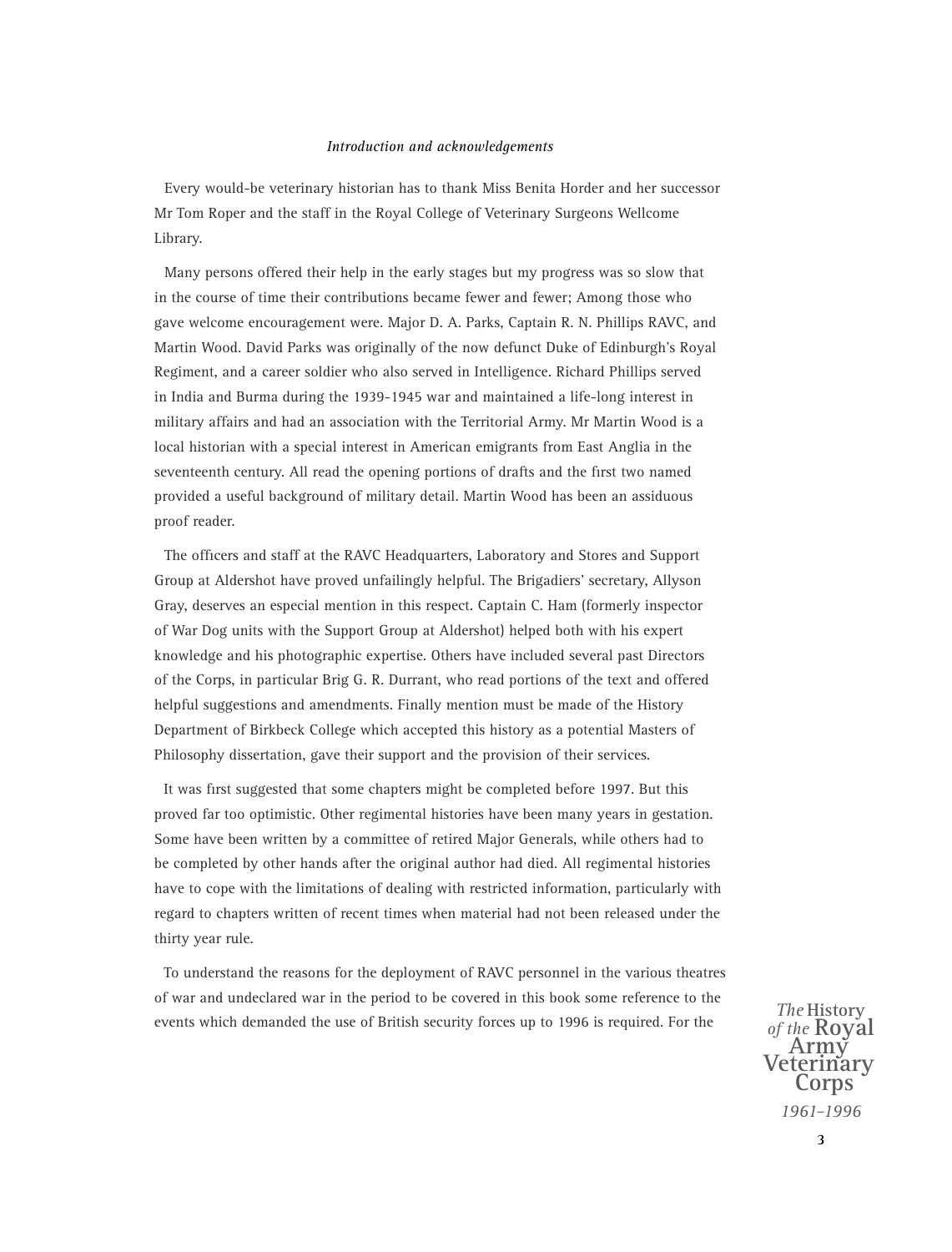*Introduction and acknowledgements*

Every would-be veterinary historian has to thank Miss Benita Horder and her successor Mr Tom Roper and the staff in the Royal College of Veterinary Surgeons Wellcome Library.

Many persons offered their help in the early stages but my progress was so slow that in the course of time their contributions became fewer and fewer; Among those who gave welcome encouragement were. Major D. A. Parks, Captain R. N. Phillips RAVC, and Martin Wood. David Parks was originally of the now defunct Duke of Edinburgh's Royal Regiment, and a career soldier who also served in Intelligence. Richard Phillips served in India and Burma during the 1939-1945 war and maintained a life-long interest in military affairs and had an association with the Territorial Army. Mr Martin Wood is a local historian with a special interest in American emigrants from East Anglia in the seventeenth century. All read the opening portions of drafts and the first two named provided a useful background of military detail. Martin Wood has been an assiduous proof reader.

The officers and staff at the RAVC Headquarters, Laboratory and Stores and Support Group at Aldershot have proved unfailingly helpful. The Brigadiers' secretary, Allyson Gray, deserves an especial mention in this respect. Captain C. Ham (formerly inspector of War Dog units with the Support Group at Aldershot) helped both with his expert knowledge and his photographic expertise. Others have included several past Directors of the Corps, in particular Brig G. R. Durrant, who read portions of the text and offered helpful suggestions and amendments. Finally mention must be made of the History Department of Birkbeck College which accepted this history as a potential Masters of Philosophy dissertation, gave their support and the provision of their services.

It was first suggested that some chapters might be completed before 1997. But this proved far too optimistic. Other regimental histories have been many years in gestation. Some have been written by a committee of retired Major Generals, while others had to be completed by other hands after the original author had died. All regimental histories have to cope with the limitations of dealing with restricted information, particularly with regard to chapters written of recent times when material had not been released under the thirty year rule.

To understand the reasons for the deployment of RAVC personnel in the various theatres of war and undeclared war in the period to be covered in this book some reference to the events which demanded the use of British security forces up to 1996 is required. For the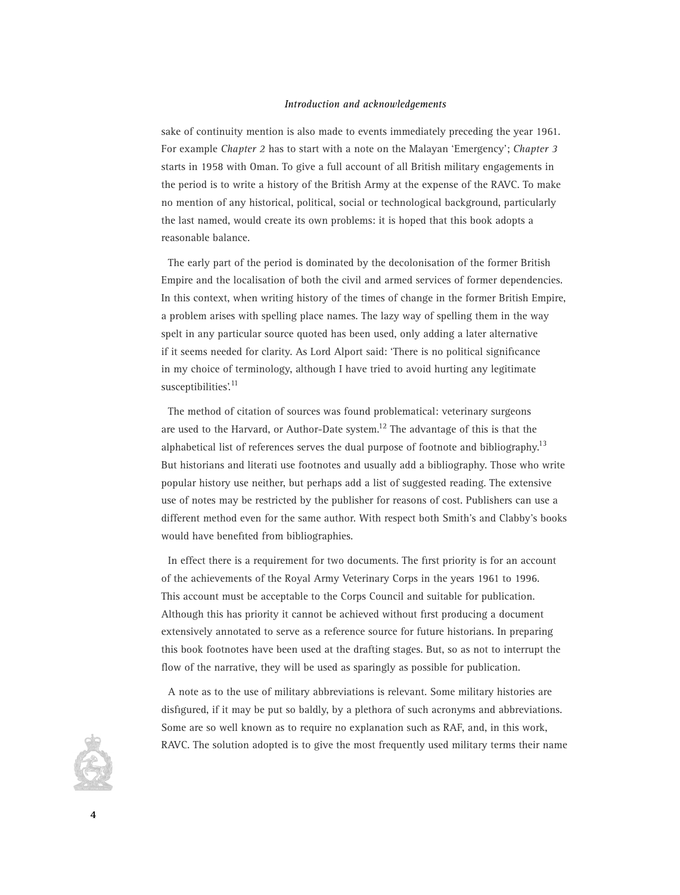sake of continuity mention is also made to events immediately preceding the year 1961. For example *Chapter 2* has to start with a note on the Malayan 'Emergency'; *Chapter 3* starts in 1958 with Oman. To give a full account of all British military engagements in the period is to write a history of the British Army at the expense of the RAVC. To make no mention of any historical, political, social or technological background, particularly the last named, would create its own problems: it is hoped that this book adopts a reasonable balance.

The early part of the period is dominated by the decolonisation of the former British Empire and the localisation of both the civil and armed services of former dependencies. In this context, when writing history of the times of change in the former British Empire, a problem arises with spelling place names. The lazy way of spelling them in the way spelt in any particular source quoted has been used, only adding a later alternative if it seems needed for clarity. As Lord Alport said: 'There is no political significance in my choice of terminology, although I have tried to avoid hurting any legitimate susceptibilities'.[11]

The method of citation of sources was found problematical: veterinary surgeons are used to the Harvard, or Author-Date system.[12] The advantage of this is that the alphabetical list of references serves the dual purpose of footnote and bibliography.[13] But historians and literati use footnotes and usually add a bibliography. Those who write popular history use neither, but perhaps add a list of suggested reading. The extensive use of notes may be restricted by the publisher for reasons of cost. Publishers can use a different method even for the same author. With respect both Smith's and Clabby's books would have benefited from bibliographies.

In effect there is a requirement for two documents. The first priority is for an account of the achievements of the Royal Army Veterinary Corps in the years 1961 to 1996. This account must be acceptable to the Corps Council and suitable for publication. Although this has priority it cannot be achieved without first producing a document extensively annotated to serve as a reference source for future historians. In preparing this book footnotes have been used at the drafting stages. But, so as not to interrupt the flow of the narrative, they will be used as sparingly as possible for publication.

A note as to the use of military abbreviations is relevant. Some military histories are disfigured, if it may be put so baldly, by a plethora of such acronyms and abbreviations. Some are so well known as to require no explanation such as RAF, and, in this work, RAVC. The solution adopted is to give the most frequently used military terms their name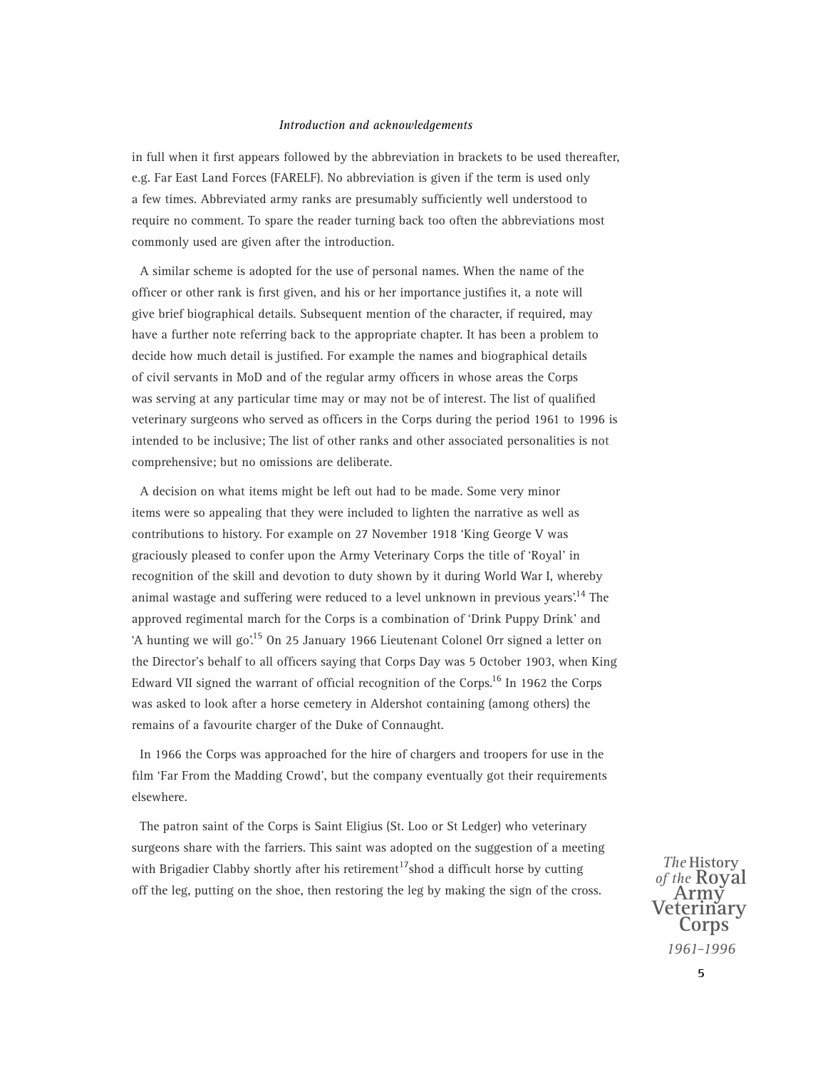in full when it first appears followed by the abbreviation in brackets to be used thereafter, e.g. Far East Land Forces (FARELF). No abbreviation is given if the term is used only a few times. Abbreviated army ranks are presumably sufficiently well understood to require no comment. To spare the reader turning back too often the abbreviations most commonly used are given after the introduction.

A similar scheme is adopted for the use of personal names. When the name of the officer or other rank is first given, and his or her importance justifies it, a note will give brief biographical details. Subsequent mention of the character, if required, may have a further note referring back to the appropriate chapter. It has been a problem to decide how much detail is justified. For example the names and biographical details of civil servants in MoD and of the regular army officers in whose areas the Corps was serving at any particular time may or may not be of interest. The list of qualified veterinary surgeons who served as officers in the Corps during the period 1961 to 1996 is intended to be inclusive; The list of other ranks and other associated personalities is not comprehensive; but no omissions are deliberate.

A decision on what items might be left out had to be made. Some very minor items were so appealing that they were included to lighten the narrative as well as contributions to history. For example on 27 November 1918 'King George V was graciously pleased to confer upon the Army Veterinary Corps the title of 'Royal' in recognition of the skill and devotion to duty shown by it during World War I, whereby animal wastage and suffering were reduced to a level unknown in previous years'.[14] The approved regimental march for the Corps is a combination of 'Drink Puppy Drink' and 'A hunting we will go'.[15] On 25 January 1966 Lieutenant Colonel Orr signed a letter on the Director's behalf to all officers saying that Corps Day was 5 October 1903, when King Edward VII signed the warrant of official recognition of the Corps.[16] In 1962 the Corps was asked to look after a horse cemetery in Aldershot containing (among others) the remains of a favourite charger of the Duke of Connaught.

In 1966 the Corps was approached for the hire of chargers and troopers for use in the film 'Far From the Madding Crowd', but the company eventually got their requirements elsewhere.

The patron saint of the Corps is Saint Eligius (St. Loo or St Ledger) who veterinary surgeons share with the farriers. This saint was adopted on the suggestion of a meeting with Brigadier Clabby shortly after his retirement[17]shod a difficult horse by cutting off the leg, putting on the shoe, then restoring the leg by making the sign of the cross.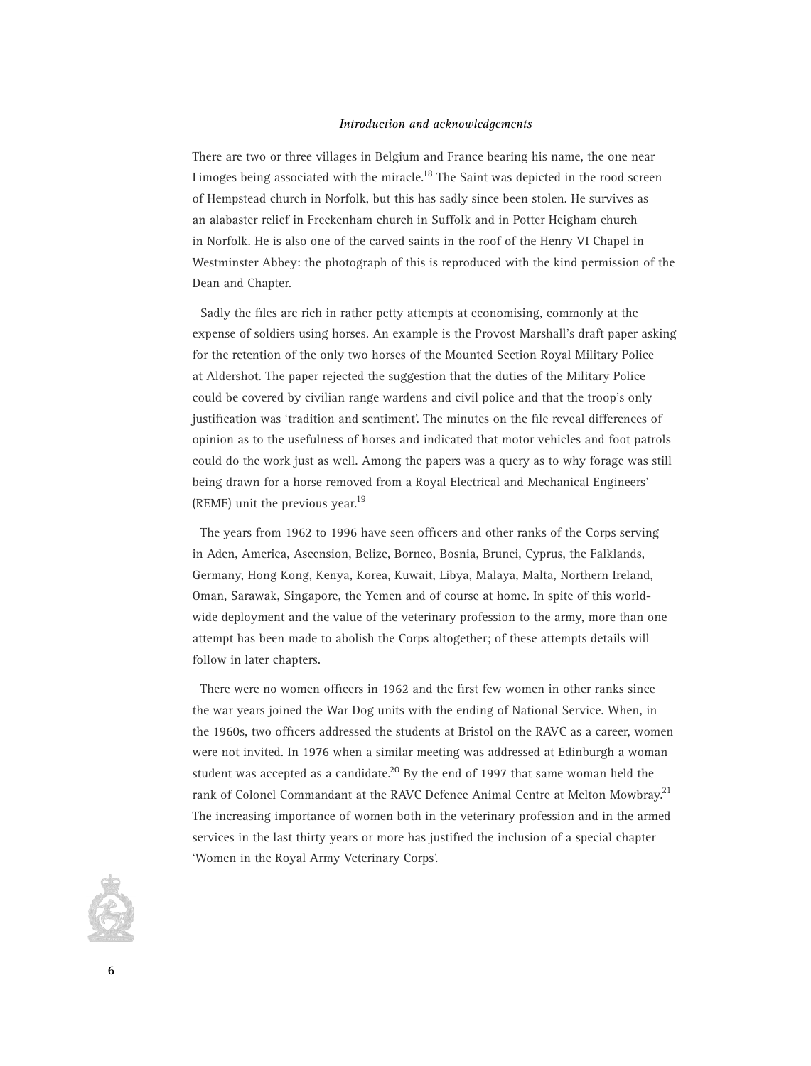There are two or three villages in Belgium and France bearing his name, the one near Limoges being associated with the miracle.[18] The Saint was depicted in the rood screen of Hempstead church in Norfolk, but this has sadly since been stolen. He survives as an alabaster relief in Freckenham church in Suffolk and in Potter Heigham church in Norfolk. He is also one of the carved saints in the roof of the Henry VI Chapel in Westminster Abbey: the photograph of this is reproduced with the kind permission of the Dean and Chapter.

Sadly the files are rich in rather petty attempts at economising, commonly at the expense of soldiers using horses. An example is the Provost Marshall's draft paper asking for the retention of the only two horses of the Mounted Section Royal Military Police at Aldershot. The paper rejected the suggestion that the duties of the Military Police could be covered by civilian range wardens and civil police and that the troop's only justification was 'tradition and sentiment'. The minutes on the file reveal differences of opinion as to the usefulness of horses and indicated that motor vehicles and foot patrols could do the work just as well. Among the papers was a query as to why forage was still being drawn for a horse removed from a Royal Electrical and Mechanical Engineers' (REME) unit the previous year.[19]

The years from 1962 to 1996 have seen officers and other ranks of the Corps serving in Aden, America, Ascension, Belize, Borneo, Bosnia, Brunei, Cyprus, the Falklands, Germany, Hong Kong, Kenya, Korea, Kuwait, Libya, Malaya, Malta, Northern Ireland, Oman, Sarawak, Singapore, the Yemen and of course at home. In spite of this world-wide deployment and the value of the veterinary profession to the army, more than one attempt has been made to abolish the Corps altogether; of these attempts details will follow in later chapters.

There were no women officers in 1962 and the first few women in other ranks since the war years joined the War Dog units with the ending of National Service. When, in the 1960s, two officers addressed the students at Bristol on the RAVC as a career, women were not invited. In 1976 when a similar meeting was addressed at Edinburgh a woman student was accepted as a candidate.[20] By the end of 1997 that same woman held the rank of Colonel Commandant at the RAVC Defence Animal Centre at Melton Mowbray.[21] The increasing importance of women both in the veterinary profession and in the armed services in the last thirty years or more has justified the inclusion of a special chapter 'Women in the Royal Army Veterinary Corps'.